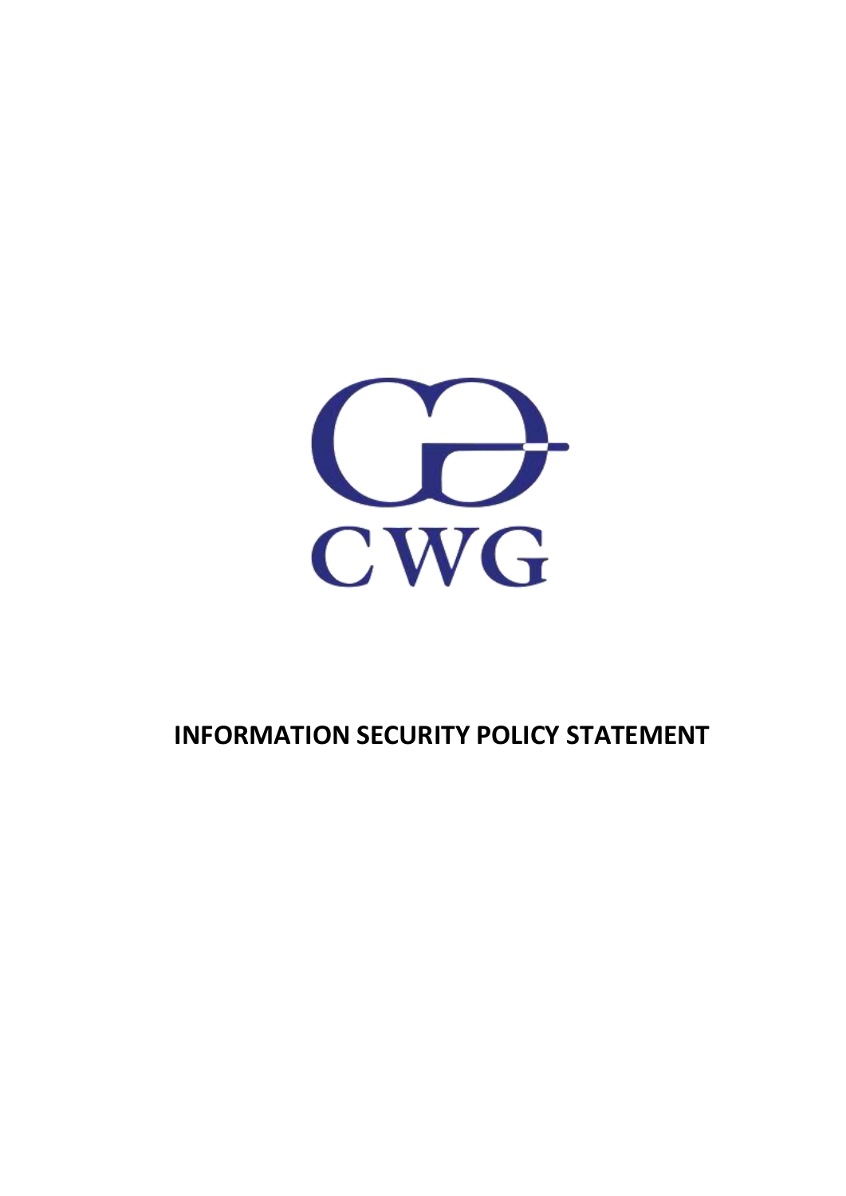CWG

# INFORMATION SECURITY POLICY STATEMENT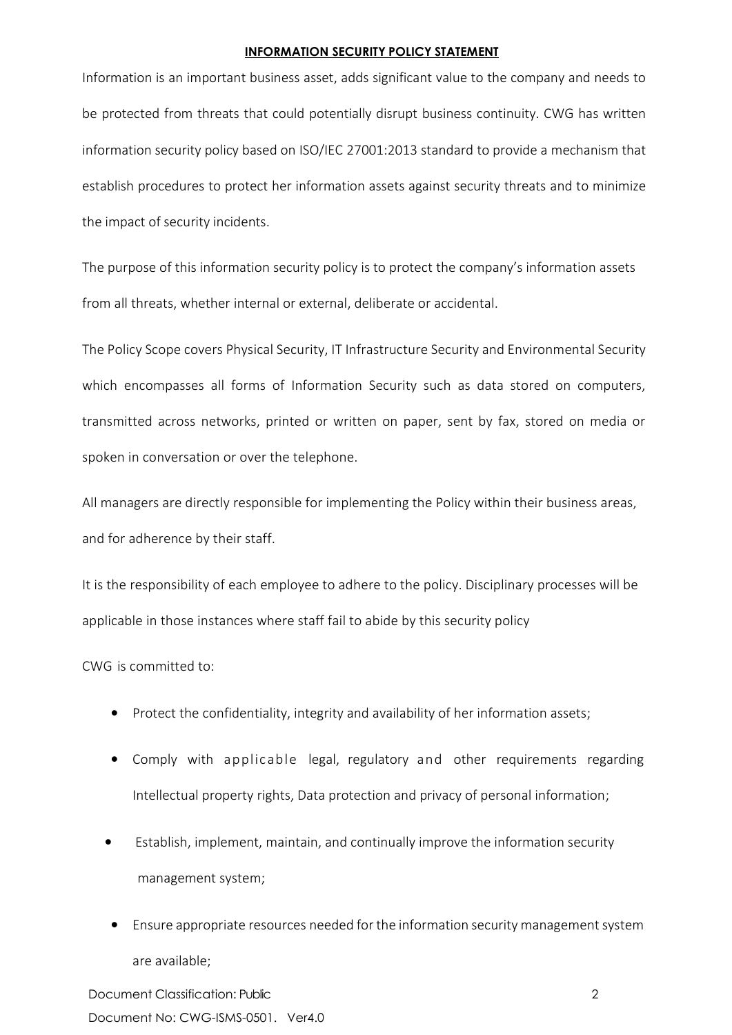**INFORMATION SECURITY POLICY STATEMENT**

Information is an important business asset, adds significant value to the company and needs to be protected from threats that could potentially disrupt business continuity. CWG has written information security policy based on ISO/IEC 27001:2013 standard to provide a mechanism that establish procedures to protect her information assets against security threats and to minimize the impact of security incidents.

The purpose of this information security policy is to protect the company's information assets from all threats, whether internal or external, deliberate or accidental.

The Policy Scope covers Physical Security, IT Infrastructure Security and Environmental Security which encompasses all forms of Information Security such as data stored on computers, transmitted across networks, printed or written on paper, sent by fax, stored on media or spoken in conversation or over the telephone.

All managers are directly responsible for implementing the Policy within their business areas, and for adherence by their staff.

It is the responsibility of each employee to adhere to the policy. Disciplinary processes will be applicable in those instances where staff fail to abide by this security policy

CWG is committed to:

- Protect the confidentiality, integrity and availability of her information assets;
- Comply with applicable legal, regulatory and other requirements regarding Intellectual property rights, Data protection and privacy of personal information;
- Establish, implement, maintain, and continually improve the information security management system;
- Ensure appropriate resources needed for the information security management system are available;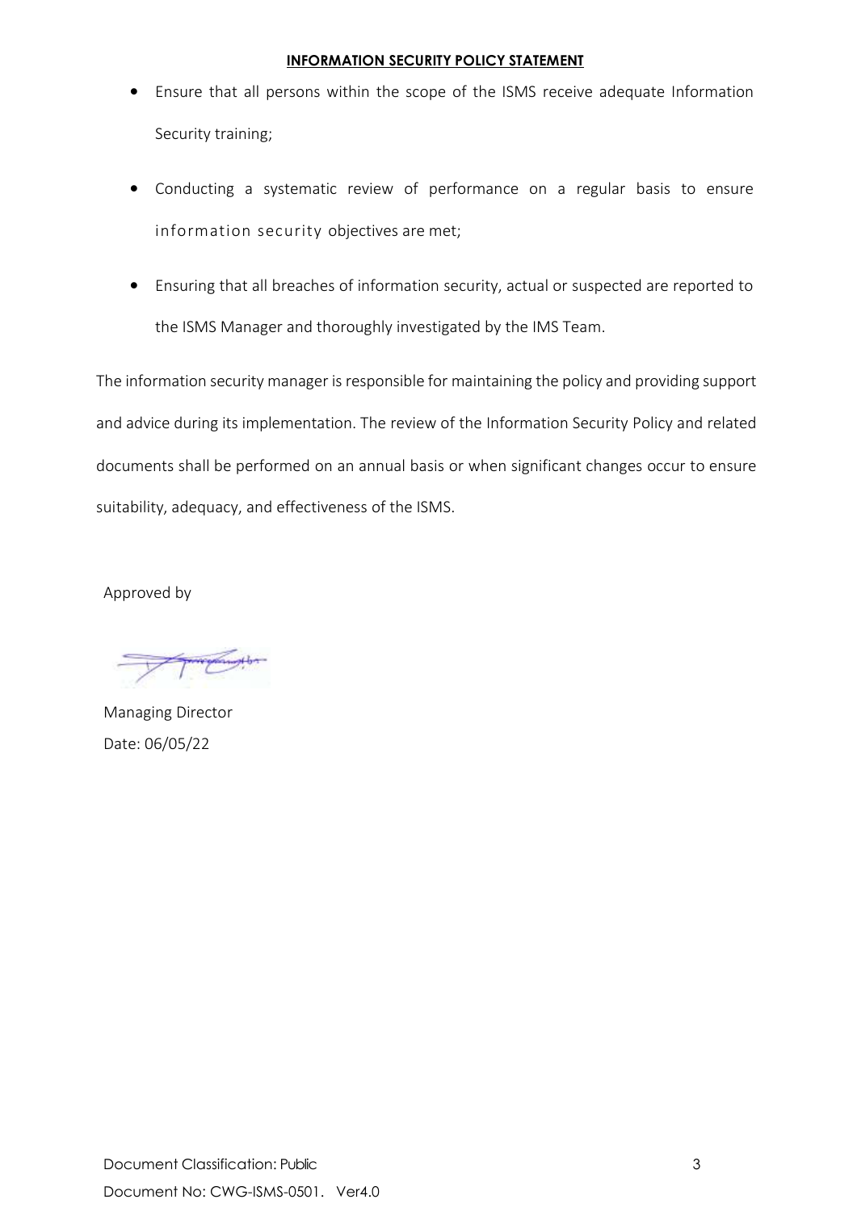- Ensure that all persons within the scope of the ISMS receive adequate Information Security training;
- Conducting a systematic review of performance on a regular basis to ensure information security objectives are met;
- Ensuring that all breaches of information security, actual or suspected are reported to the ISMS Manager and thoroughly investigated by the IMS Team.

The information security manager is responsible for maintaining the policy and providing support and advice during its implementation. The review of the Information Security Policy and related documents shall be performed on an annual basis or when significant changes occur to ensure suitability, adequacy, and effectiveness of the ISMS.

Approved by

Managing Director
Date: 06/05/22